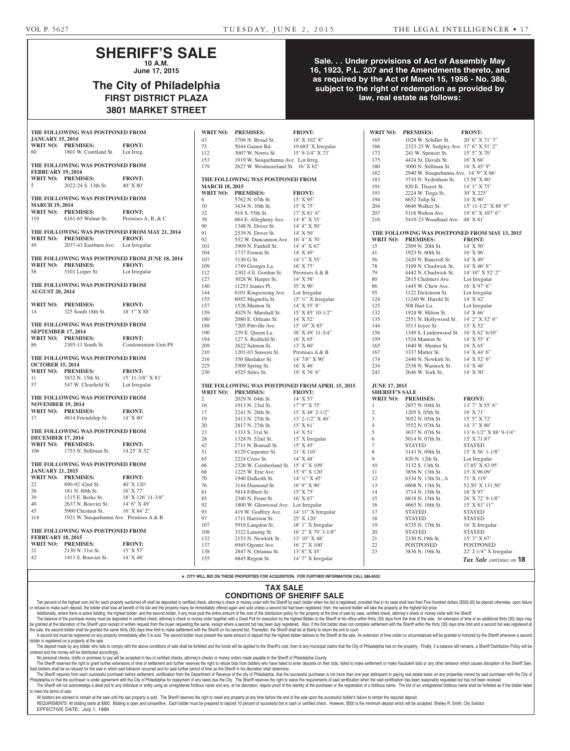# SHERIFF'S SALE

**10 A.M.**
**June 17, 2015**

## The City of Philadelphia
### FIRST DISTRICT PLAZA
### 3801 MARKET STREET

**Sale. . . Under provisions of Act of Assembly May 16, 1923, P.L. 207 and the Amendments thereto, and as required by the Act of March 15, 1956 - No. 388, subject to the right of redemption as provided by law, real estate as follows:**

**THE FOLLOWING WAS POSTPONED FROM JANUARY 15, 2014**

| WRIT NO: | PREMISES: | FRONT: |
|---|---|---|
| 60 | 1801 W. Courtland St. | Lot Irreg. |

**THE FOLLOWING WAS POSTPONED FROM FEBRUARY 19, 2014**

| WRIT NO: | PREMISES: | FRONT: |
|---|---|---|
| 5 | 2022-24 S. 13th St. | 40' X 80' |

**THE FOLLOWING WAS POSTPONED FROM MARCH 19, 2014**

| WRIT NO: | PREMISES: | FRONT: |
|---|---|---|
| 119 | 6161-65 Walnut St. | Premises A, B, & C |

**THE FOLLOWING WAS POSTPONED FROM MAY 21, 2014**

| WRIT NO: | PREMISES: | FRONT: |
|---|---|---|
| 49 | 2037-43 Eastburn Ave. | Lot Irregular |

**THE FOLLOWING WAS POSTPONED FROM JUNE 18, 2014**

| WRIT NO: | PREMISES: | FRONT: |
|---|---|---|
| 58 | 5101 Leiper St. | Lot Irregular |

**THE FOLLOWING WAS POSTPONED FROM AUGUST 20, 2014**

| WRIT NO: | PREMISES: | FRONT: |
|---|---|---|
| 14 | 325 South 18th St. | 18' 1" X 88' |

**THE FOLLOWING WAS POSTPONED FROM SEPTEMBER 17, 2014**

| WRIT NO: | PREMISES: | FRONT: |
|---|---|---|
| 86 | 2305-11 South St. | Condominium Unit P8 |

**THE FOLLOWING WAS POSTPONED FROM OCTOBER 15, 2014**

| WRIT NO: | PREMISES: | FRONT: |
|---|---|---|
| 11 | 5832 N. 15th St. | 15' 11-3/8" X 83' |
| 57 | 547 W. Clearfield St. | Lot Irregular |

**THE FOLLOWING WAS POSTPONED FROM NOVEMBER 19, 2014**

| WRIT NO: | PREMISES: | FRONT: |
|---|---|---|
| 17 | 4814 Friendship St. | 14' X 80' |

**THE FOLLOWING WAS POSTPONED FROM DECEMBER 17, 2014**

| WRIT NO: | PREMISES: | FRONT: |
|---|---|---|
| 106 | 1753 N. Stillman St. | 14.25' X 52' |

**THE FOLLOWING WAS POSTPONED FROM JANUARY 21, 2015**

| WRIT NO: | PREMISES: | FRONT: |
|---|---|---|
| 22 | 890-92 42nd St. | 40' X 120' |
| 26 | 161 N. 60th St. | 16' X 77' |
| 39 | 1315 E. Berks St. | 18' X 126' 11-3/8" |
| 40 | 2637 N. Bouvier St. | 14' 6" X 49' |
| 45 | 5900 Chestnut St. | 16' X 84' 2" |
| 114 | 1921 W. Susquehanna Ave. | Premises A & B |

**THE FOLLOWING WAS POSTPONED FROM FEBRUARY 18, 2015**

| WRIT NO: | PREMISES: | FRONT: |
|---|---|---|
| 21 | 2130 N. 31st St. | 15' X 57' |
| 42 | 1413 S. Bouvier St. | 14' X 48' |
| 43 | 3706 N. Broad St. | 18' X 102' 8" |
| 75 | 5044 Gainor Rd. | 19.685' X Irregular |
| 112 | 3007 W. Norris St. | 15' 9-3/4" X 73' |
| 153 | 1919 W. Susquehanna Ave. | Lot Irreg. |
| 179 | 2627 W. Westmoreland St. | 16' X 62' |

**THE FOLLOWING WAS POSTPONED FROM MARCH 18, 2015**

| WRIT NO: | PREMISES: | FRONT: |
|---|---|---|
| 6 | 5762 N. 07th St. | 15' X 95' |
| 10 | 3434 N. 10th St. | 15' X 75' |
| 32 | 918 S. 55th St. | 17' X 81' 6" |
| 39 | 664 E. Allegheny Ave. | 14' 8" X 55' |
| 90 | 1348 N. Dover St. | 14' 4" X 50' |
| 91 | 2539 N. Dover St. | 14' X 50' |
| 92 | 552 W. Duncannon Ave. | 16' 4" X 70' |
| 101 | 3909 N. Fairhill St. | 14' 4" X 67' |
| 104 | 1737 Fernon St. | 14' X 49' |
| 107 | 3130 G St. | 14' 1" X 55' |
| 109 | 1749 Georges La. | 16' X 75' |
| 112 | 2302-4 E. Gordon St. | Premises A & B |
| 127 | 3028 W. Harper St. | 14' X 58' |
| 140 | 11253 Jeanes Pl. | 35' X 90' |
| 144 | 6101 Kingsessing Ave. | Lot Irregular |
| 155 | 6052 Magnolia St. | 15' ½" X Irregular |
| 157 | 1526 Manton St. | 14' X 55' 8" |
| 159 | 4029 N. Marshall St. | 15' X 85' 10-1/2" |
| 180 | 2080 E. Orleans St. | 14' X 52' |
| 188 | 7205 Pittville Ave. | 15' 10" X 85' |
| 190 | 239 E. Queen La. | 38' X 49' 11-3/4" |
| 194 | 127 S. Redfield St. | 16' X 65' |
| 209 | 2622 Salmon St. | 13' X 60' |
| 210 | 1201-03 Sansom St. | Premises A & B |
| 216 | 350 Shedaker St. | 14' 7/8" X 90' |
| 225 | 5509 Spring St. | 16' X 46' |
| 230 | 4525 Stiles St. | 19' X 76' 6" |

**THE FOLLOWING WAS POSTPONED FROM APRIL 15, 2015**

| WRIT NO: | PREMISES: | FRONT: |
|---|---|---|
| 2 | 2029 N. 04th St. | 14' X 57' |
| 16 | 1913 N. 23rd St. | 17' 9" X 75' |
| 17 | 2241 N. 26th St. | 15' X 48' 2-1/2" |
| 19 | 2413 N. 27th St. | 13' 2-1/2" X 40' |
| 20 | 2817 N. 27th St. | 15' X 61' |
| 23 | 1333 S. 31st St. | 14' X 51' |
| 28 | 1328 N. 52nd St. | 15' X Irregular |
| 42 | 2711 N. Bonsall St. | 15' X 45' |
| 51 | 6129 Carpenter St. | 21' X 110' |
| 65 | 2224 Cross St. | 14' X 48' |
| 66 | 2326 W. Cumberland St. | 15' 4" X 109' |
| 68 | 1225 W. Erie Ave. | 15' 9" X 120' |
| 70 | 1940 Dalkeith St. | 14' ½" X 45' |
| 76 | 3144 Diamond St. | 16' 9" X 90' |
| 81 | 5814 Filbert St. | 15' X 75' |
| 85 | 2340 N. Front St. | 16' X 67' |
| 92 | 1800 W. Glenwood Ave. | Lot Irregular |
| 93 | 419 W. Godfrey Ave. | 14' 11" X Irregular |
| 97 | 1711 Harrison St. | 25' X 120' |
| 107 | 5916 Langdon St. | 18' 1" X Irregular |
| 108 | 3322 Lansing St. | 16' 2" X 79' 3-1/8" |
| 132 | 2153 N. Newkirk St. | 13' 10" X 48' |
| 137 | 6945 Ogontz Ave. | 16' 2" X 100' |
| 138 | 2847 N. Orianna St. | 13' 8" X 45' |
| 155 | 6845 Regent St. | 14' 7" X Irregular |
| 165 | 1028 W. Schiller St. | 20' 6" X 71' 3" |
| 166 | 2323-25 W. Sedgley Ave. | 37' 6" X 51' 2" |
| 173 | 241 W. Spencer St. | 15' 5" X 70' |
| 175 | 4424 St. Davids St. | 16' X 68' |
| 180 | 3000 N. Stillman St. | 16' X 45' 9" |
| 182 | 2940 W. Susquehanna Ave. | 14' 9" X 66' |
| 183 | 3710 N. Sydenham St. | 15.58' X 80' |
| 191 | 820 E. Thayer St. | 14' 1" X 75' |
| 193 | 2224 W. Tioga St. | 30' X 225' |
| 194 | 6652 Tulip St. | 14' X 90' |
| 204 | 6646 Walker St. | 15' 11-1/2" X 88' 9" |
| 207 | 5118 Walton Ave. | 19' 6" X 107' 6" |
| 216 | 5419-23 Woodland Ave. | 48' X 81' |

**THE FOLLOWING WAS POSTPONED FROM MAY 13, 2015**

| WRIT NO: | PREMISES: | FRONT: |
|---|---|---|
| 15 | 2509 N. 20th St. | 14' X 50' |
| 41 | 1923 N. 60th St. | 16' X 96' |
| 56 | 2420 N. Bancroft St. | 14' X 49' |
| 78 | 3109 N. Chadwick St. | 14' X 46' 6" |
| 79 | 4442 N. Chadwick St. | 14' 10" X 52' 2" |
| 80 | 2815 Chalmers Ave. | Lot Irregular |
| 86 | 1445 W. Chew Ave. | 16' X 97' 6" |
| 95 | 1122 Dickinson St. | Lot Irregular |
| 124 | 11240 W. Harold St. | 14' X 42' |
| 125 | 508 Hart La. | Lot Irregular |
| 132 | 1924 W. Hilton St. | 14' X 66' |
| 135 | 2551 N. Hollywood St. | 14' 2" X 52' 6" |
| 144 | 3513 Joyce St. | 15' X 52' |
| 156 | 1349 S. Lindenwood St. | 16' X 62' 6/10" |
| 159 | 1524 Manton St. | 14' X 55' 4" |
| 165 | 1640 W. Mentor St. | 16' X 65' |
| 167 | 3337 Mutter St. | 14' X 44' 6" |
| 174 | 2446 N. Newkirk St. | 14' X 52' 6" |
| 234 | 2538 N. Warnock St. | 14' X 48' |
| 243 | 2646 W. York St. | 14' X 50' |

**JUNE 17, 2015**
**SHERIFF'S SALE**

| WRIT NO: | PREMISES: | FRONT: |
|---|---|---|
| 1 | 2857 N. 04th St. | 13' 7" X 55' 6" |
| 2 | 1205 S. 05th St. | 16' X 71' |
| 3 | 3052 N. 05th St. | 15' 5" X 72' |
| 4 | 3552 N. 07th St. | 14' 3" X 80' |
| 5 | 3637 N. 07th St. | 13' 6-1/2" X 88' 9-1/4" |
| 6 | 5014 N. 07th St. | 15' X 71.87' |
| 7 | STAYED | STAYED |
| 8 | 3143 N. 09th St. | 15' X 56' 1-1/8" |
| 9 | 820 N. 12th St. | Lot Irregular |
| 10 | 3132 S. 13th St. | 17.85' X 83.95' |
| 11 | 3856 N. 13th St. | 15' X 96.09' |
| 12 | 6334 N. 13th St., A | 71' X 119' |
| 13 | 6608 N. 13th St. | 52.50' X 131.50' |
| 14 | 3714 N. 15th St. | 16' X 97' |
| 15 | 6818 N. 15th St. | 26' X 72' 9-1/8" |
| 16 | 4665 N. 16th St. | 15' X 83' 11" |
| 17 | STAYED | STAYED |
| 18 | STAYED | STAYED |
| 19 | 6735 N. 17th St. | 16' X Irregular |
| 20 | STAYED | STAYED |
| 21 | 2330 N.19th St. | 15' 3" X 67' |
| 22 | POSTPONED | POSTPONED |
| 23 | 3836 N. 19th St. | 22' 2-1/4" X Irregular |

*Tax Sale continues on* **18**

e CITY WILL BID ON THESE PROPERTIES FOR ACQUISITION. FOR FURTHER INFORMATION CALL 686-6552

## TAX SALE
## CONDITIONS OF SHERIFF SALE

Ten percent of the highest sum bid for each property auctioned off shall be deposited in certified check, attorney's check or money order with the Sheriff by each bidder when his bid is registered, provided that in no case shall less then Five Hundred dollars ($500.00) be deposit otherwise, upon failure or refusal to make such deposit, the bidder shall lose all benefit of his bid and the property many be immediately offered again and sold unless a second bid had been registered, then, the second bidder will take the property at the highest bid price.

Additionally, where there is active bidding, the highest bidder, and the second bidder, if any must post the entire amount of the cost of the distribution policy for the property at the time of sale by case, certified check, attorney's check or money order with the Sheriff.

The balance of the purchase money must be deposited in certified check, attorney's check or money order together with a Deed Poll for execution by the highest Bidder to the Sheriff at his office within thirty (30) days from the time of the sale. An extension of time of an additional thirty (30) days may be granted at the discretion of the Sheriff upon receipt of written request from the buyer requesting the same, except where a second bid has been duly registered, Also, if the first bidder does not complete settlement with the Sheriff within the thirty (30) days time limit and a second bid was registered at the sale, the second bidder shall be granted the same thirty (30) days time limit to make settlement with the Sheriff on his second bid. Thereafter, the Sheriff shall be at liberty to return the writ to court

A second bid must be registered on any property immediately after it is sold. The second bidder must present the same amount of deposit that the highest bidder delivers to the Sheriff at the sale. An extension of time under no circumstances will be granted or honored by the Sheriff whenever a second bidder is registered on a property at the sale.

The deposit made by any bidder who fails to comply with the above conditions of sale shall be forfeited and the funds will be applied to the Sheriff's cost, then to any municipal claims that the City of Philadelphia has on the property. Finally, if a balance still remains, a Sheriff Distribution Policy will be ordered and the money will be distributed accordingly.

No personal checks, drafts or promises to pay will be accepted in lieu of certified checks, attorney's checks or money orders made payable to the Sheriff of Philadelphia County.

The Sheriff reserves the right to grant further extensions of time of settlement and further reserves the right to refuse bids from bidders who have failed to enter deposits on their bids, failed to make settlement or make fraudulent bids or any other behavior which causes disruption of the Sheriff Sale. Said bidders shall be so refused for the sale in which said behavior occurred and for said further period of time as the Sheriff in his discretion shall determine.

The Sheriff requires from each successful purchaser before settlement, certification from the Department of Revenue of the city of Philadelphia, that the successful purchaser is not more than one year delinquent in paying real estate taxes on any properties owned by said purchaser with the City of Philadelphia or that the purchaser is under agreement with the City of Philadelphia for repayment of any taxes due the City. The Sheriff reserves the right to waive the requirements of said certification when the said certification has been reasonably requested but has not been received.

The Sheriff will not acknowledge a deed poll to any individual or entity using an unregistered fictitious name and any, at his discretion, require proof of the identity of the purchaser or the registration of a fictitious name. The bid of an unregistered fictitious name shall be forfeited as if the bidder failed to meet the terms of sale.

All bidders are advised to remain at the sale until the last property is sold. The Sheriff reserves the right to resell any property at any time before the end of the sale upon the successful bidder's failure to tender the required deposit.

REQUIREMENTS: All bidding starts at $800. Bidding is open and competitive. Each bidder must be prepared to deposit 10 percent of successful bid in cash or certified check. However, $500 is the minimum deposit which will be accepted. Shelley R. Smith, City Solicitor

EFFECTIVE DATE: July 1, 1989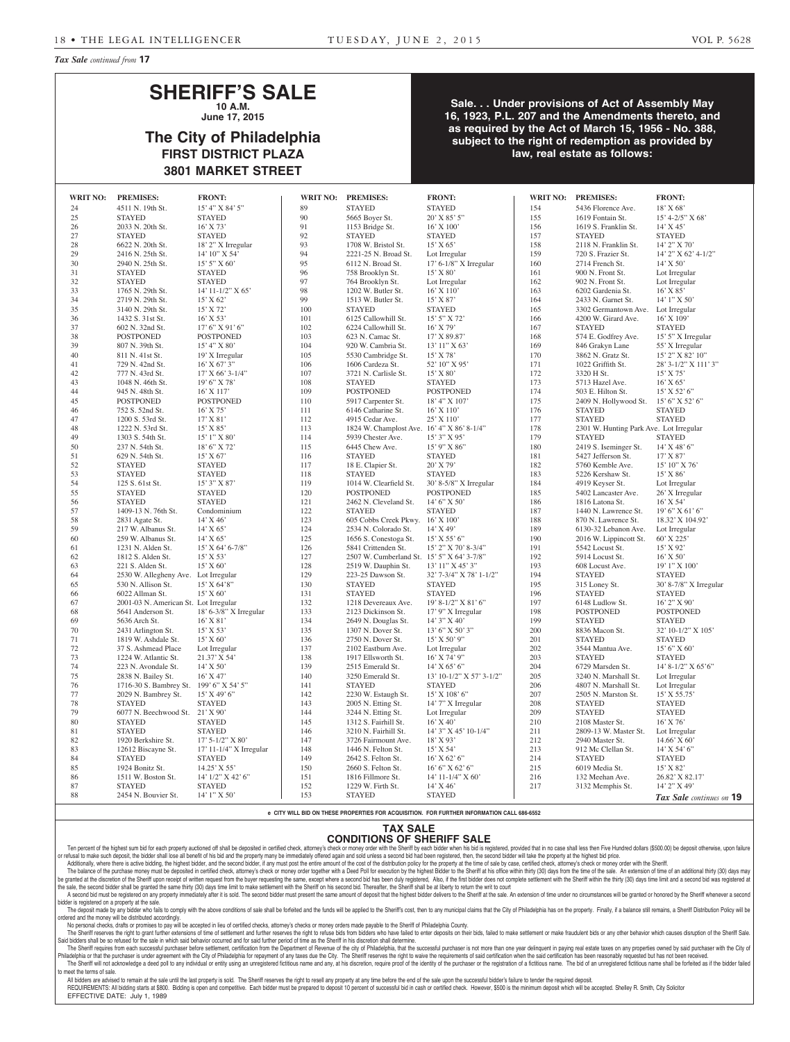*Tax Sale continued from* **17**

# SHERIFF'S SALE

**10 A.M.**
**June 17, 2015**

## The City of Philadelphia
### FIRST DISTRICT PLAZA
### 3801 MARKET STREET

**Sale. . . Under provisions of Act of Assembly May 16, 1923, P.L. 207 and the Amendments thereto, and as required by the Act of March 15, 1956 - No. 388, subject to the right of redemption as provided by law, real estate as follows:**

| WRIT NO: | PREMISES: | FRONT: |
|---|---|---|
| 24 | 4511 N. 19th St. | 15' 4" X 84' 5" |
| 25 | STAYED | STAYED |
| 26 | 2033 N. 20th St. | 16' X 73' |
| 27 | STAYED | STAYED |
| 28 | 6622 N. 20th St. | 18' 2" X Irregular |
| 29 | 2416 N. 25th St. | 14' 10" X 54' |
| 30 | 2940 N. 25th St. | 15' 5" X 60' |
| 31 | STAYED | STAYED |
| 32 | STAYED | STAYED |
| 33 | 1765 N. 29th St. | 14' 11-1/2" X 65' |
| 34 | 2719 N. 29th St. | 15' X 62' |
| 35 | 3140 N. 29th St. | 15' X 72' |
| 36 | 1432 S. 31st St. | 16' X 53' |
| 37 | 602 N. 32nd St. | 17' 6" X 91' 6" |
| 38 | POSTPONED | POSTPONED |
| 39 | 807 N. 39th St. | 15' 4" X 80' |
| 40 | 811 N. 41st St. | 19' X Irregular |
| 41 | 729 N. 42nd St. | 16' X 67' 3" |
| 42 | 777 N. 43rd St. | 17' X 66' 3-1/4" |
| 43 | 1048 N. 46th St. | 19' 6" X 78' |
| 44 | 945 N. 48th St. | 16' X 117' |
| 45 | POSTPONED | POSTPONED |
| 46 | 752 S. 52nd St. | 16' X 75' |
| 47 | 1200 S. 53rd St. | 17' X 81' |
| 48 | 1222 N. 53rd St. | 15' X 85' |
| 49 | 1303 S. 54th St. | 15' 1" X 80' |
| 50 | 237 N. 54th St. | 18' 6" X 72' |
| 51 | 629 N. 54th St. | 15' X 67' |
| 52 | STAYED | STAYED |
| 53 | STAYED | STAYED |
| 54 | 125 S. 61st St. | 15' 3" X 87' |
| 55 | STAYED | STAYED |
| 56 | STAYED | STAYED |
| 57 | 1409-13 N. 76th St. | Condominium |
| 58 | 2831 Agate St. | 14' X 46' |
| 59 | 217 W. Albanus St. | 14' X 65' |
| 60 | 259 W. Albanus St. | 14' X 65' |
| 61 | 1231 N. Alden St. | 15' X 64' 6-7/8" |
| 62 | 1812 S. Alden St. | 15' X 53' |
| 63 | 221 S. Alden St. | 15' X 60' |
| 64 | 2530 W. Allegheny Ave. | Lot Irregular |
| 65 | 530 N. Allison St. | 15' X 64'8" |
| 66 | 6022 Allman St. | 15' X 60' |
| 67 | 2001-03 N. American St. | Lot Irregular |
| 68 | 5641 Anderson St. | 18' 6-3/8" X Irregular |
| 69 | 5636 Arch St. | 16' X 81' |
| 70 | 2431 Arlington St. | 15' X 53' |
| 71 | 1819 W. Ashdale St. | 15' X 60' |
| 72 | 37 S. Ashmead Place | Lot Irregular |
| 73 | 1224 W. Atlantic St. | 21.37' X 54' |
| 74 | 223 N. Avondale St. | 14' X 50' |
| 75 | 2838 N. Bailey St. | 16' X 47' |
| 76 | 1716-30 S. Bambrey St. | 199' 6" X 54' 5" |
| 77 | 2029 N. Bambrey St. | 15' X 49' 6" |
| 78 | STAYED | STAYED |
| 79 | 6077 N. Beechwood St. | 21' X 90' |
| 80 | STAYED | STAYED |
| 81 | STAYED | STAYED |
| 82 | 1920 Berkshire St. | 17' 5-1/2" X 80' |
| 83 | 12612 Biscayne St. | 17' 11-1/4" X Irregular |
| 84 | STAYED | STAYED |
| 85 | 1924 Bonitz St. | 14.25' X 55' |
| 86 | 1511 W. Boston St. | 14' 1/2" X 42' 6" |
| 87 | STAYED | STAYED |
| 88 | 2454 N. Bouvier St. | 14' 1" X 50' |
| 89 | STAYED | STAYED |
| 90 | 5665 Boyer St. | 20' X 85' 5" |
| 91 | 1153 Bridge St. | 16' X 100' |
| 92 | STAYED | STAYED |
| 93 | 1708 W. Bristol St. | 15' X 65' |
| 94 | 2221-25 N. Broad St. | Lot Irregular |
| 95 | 6112 N. Broad St. | 17' 6-1/8" X Irregular |
| 96 | 758 Brooklyn St. | 15' X 80' |
| 97 | 764 Brooklyn St. | Lot Irregular |
| 98 | 1202 W. Butler St. | 16' X 110' |
| 99 | 1513 W. Butler St. | 15' X 87' |
| 100 | STAYED | STAYED |
| 101 | 6125 Callowhill St. | 15' 5" X 72' |
| 102 | 6224 Callowhill St. | 16' X 79' |
| 103 | 623 N. Camac St. | 17' X 89.87' |
| 104 | 920 W. Cambria St. | 13' 11" X 63' |
| 105 | 5530 Cambridge St. | 15' X 78' |
| 106 | 1606 Cardeza St. | 52' 10" X 95' |
| 107 | 3721 N. Carlisle St. | 15' X 80' |
| 108 | STAYED | STAYED |
| 109 | POSTPONED | POSTPONED |
| 110 | 5917 Carpenter St. | 18' 4" X 107' |
| 111 | 6146 Catharine St. | 16' X 110' |
| 112 | 4915 Cedar Ave. | 25' X 110' |
| 113 | 1824 W. Champlost Ave. | 16' 4" X 86' 8-1/4" |
| 114 | 5939 Chester Ave. | 15' 3" X 95' |
| 115 | 6445 Chew Ave. | 15' 9" X 86" |
| 116 | STAYED | STAYED |
| 117 | 18 E. Clapier St. | 20' X 79' |
| 118 | STAYED | STAYED |
| 119 | 1014 W. Clearfield St. | 30' 8-5/8" X Irregular |
| 120 | POSTPONED | POSTPONED |
| 121 | 2462 N. Cleveland St. | 14' 6" X 50' |
| 122 | STAYED | STAYED |
| 123 | 605 Cobbs Creek Pkwy. | 16' X 100' |
| 124 | 2534 N. Colorado St. | 14' X 49' |
| 125 | 1656 S. Conestoga St. | 15' X 55' 6" |
| 126 | 5841 Crittenden St. | 15' 2" X 70' 8-3/4" |
| 127 | 2507 W. Cumberland St. | 15' 5" X 64' 3-7/8" |
| 128 | 2519 W. Dauphin St. | 13' 11" X 45' 3" |
| 129 | 223-25 Dawson St. | 32' 7-3/4" X 78' 1-1/2" |
| 130 | STAYED | STAYED |
| 131 | STAYED | STAYED |
| 132 | 1218 Devereaux Ave. | 19' 8-1/2" X 81' 6" |
| 133 | 2123 Dickinson St. | 17' 9" X Irregular |
| 134 | 2649 N. Douglas St. | 14' 3" X 40' |
| 135 | 1307 N. Dover St. | 13' 6" X 50' 3" |
| 136 | 2750 N. Dover St. | 15' X 50' 9" |
| 137 | 2102 Eastburn Ave. | Lot Irregular |
| 138 | 1917 Ellsworth St. | 16' X 74' 9" |
| 139 | 2515 Emerald St. | 14' X 65' 6" |
| 140 | 3250 Emerald St. | 13' 10-1/2" X 57' 3-1/2" |
| 141 | STAYED | STAYED |
| 142 | 2230 W. Estaugh St. | 15' X 108' 6" |
| 143 | 2005 N. Etting St. | 14' 7" X Irregular |
| 144 | 3244 N. Etting St. | Lot Irregular |
| 145 | 1312 S. Fairhill St. | 16' X 40' |
| 146 | 3210 N. Fairhill St. | 14' 3" X 45' 10-1/4" |
| 147 | 3726 Fairmount Ave. | 18' X 93' |
| 148 | 1446 N. Felton St. | 15' X 54' |
| 149 | 2642 S. Felton St. | 16' X 62' 6" |
| 150 | 2660 S. Felton St. | 16' 6" X 62' 6" |
| 151 | 1816 Fillmore St. | 14' 11-1/4" X 60' |
| 152 | 1229 W. Firth St. | 14' X 46' |
| 153 | STAYED | STAYED |
| 154 | 5436 Florence Ave. | 18' X 68' |
| 155 | 1619 Fontain St. | 15' 4-2/5" X 68' |
| 156 | 1619 S. Franklin St. | 14' X 45' |
| 157 | STAYED | STAYED |
| 158 | 2118 N. Franklin St. | 14' 2" X 70' |
| 159 | 720 S. Frazier St. | 14' 2" X 62' 4-1/2" |
| 160 | 2714 French St. | 14' X 50' |
| 161 | 900 N. Front St. | Lot Irregular |
| 162 | 902 N. Front St. | Lot Irregular |
| 163 | 6202 Gardenia St. | 16' X 85' |
| 164 | 2433 N. Garnet St. | 14' 1" X 50' |
| 165 | 3302 Germantown Ave. | Lot Irregular |
| 166 | 4200 W. Girard Ave. | 16' X 109' |
| 167 | STAYED | STAYED |
| 168 | 574 E. Godfrey Ave. | 15' 5" X Irregular |
| 169 | 846 Grakyn Lane | 55' X Irregular |
| 170 | 3862 N. Gratz St. | 15' 2" X 82' 10" |
| 171 | 1022 Griffith St. | 28' 3-1/2" X 111' 3" |
| 172 | 3320 H St. | 15' X 75' |
| 173 | 5713 Hazel Ave. | 16' X 65' |
| 174 | 503 E. Hilton St. | 15' X 52' 6" |
| 175 | 2409 N. Hollywood St. | 15' 6" X 52' 6" |
| 176 | STAYED | STAYED |
| 177 | STAYED | STAYED |
| 178 | 2301 W. Hunting Park Ave. | Lot Irregular |
| 179 | STAYED | STAYED |
| 180 | 2419 S. Iseminger St. | 14' X 48' 6" |
| 181 | 5427 Jefferson St. | 17' X 87' |
| 182 | 5760 Kemble Ave. | 15' 10" X 76' |
| 183 | 5226 Kershaw St. | 15' X 86' |
| 184 | 4919 Keyser St. | Lot Irregular |
| 185 | 5402 Lancaster Ave. | 26' X Irregular |
| 186 | 1816 Latona St. | 16' X 54' |
| 187 | 1440 N. Lawrence St. | 19' 6" X 61' 6" |
| 188 | 870 N. Lawrence St. | 18.32' X 104.92' |
| 189 | 6130-32 Lebanon Ave. | Lot Irregular |
| 190 | 2016 W. Lippincott St. | 60' X 225' |
| 191 | 5542 Locust St. | 15' X 92' |
| 192 | 5914 Locust St. | 16' X 50' |
| 193 | 608 Locust Ave. | 19' 1" X 100' |
| 194 | STAYED | STAYED |
| 195 | 315 Loney St. | 30' 8-7/8" X Irregular |
| 196 | STAYED | STAYED |
| 197 | 6148 Ludlow St. | 16' 2" X 90' |
| 198 | POSTPONED | POSTPONED |
| 199 | STAYED | STAYED |
| 200 | 8836 Macon St. | 32' 10-1/2" X 105' |
| 201 | STAYED | STAYED |
| 202 | 3544 Mantua Ave. | 15' 6" X 60' |
| 203 | STAYED | STAYED |
| 204 | 6729 Marsden St. | 14' 8-1/2" X 65'6" |
| 205 | 3240 N. Marshall St. | Lot Irregular |
| 206 | 4807 N. Marshall St. | Lot Irregular |
| 207 | 2505 N. Marston St. | 15' X 55.75' |
| 208 | STAYED | STAYED |
| 209 | STAYED | STAYED |
| 210 | 2108 Master St. | 16' X 76' |
| 211 | 2809-13 W. Master St. | Lot Irregular |
| 212 | 2940 Master St. | 14.66' X 60' |
| 213 | 912 Mc Clellan St. | 14' X 54' 6" |
| 214 | STAYED | STAYED |
| 215 | 6019 Media St. | 15' X 82' |
| 216 | 132 Meehan Ave. | 26.82' X 82.17' |
| 217 | 3132 Memphis St. | 14' 2" X 49' |

*Tax Sale continues on* **19**

e CITY WILL BID ON THESE PROPERTIES FOR ACQUISITION. FOR FURTHER INFORMATION CALL 686-6552

## TAX SALE
## CONDITIONS OF SHERIFF SALE

Ten percent of the highest sum bid for each property auctioned off shall be deposited in certified check, attorney's check or money order with the Sheriff by each bidder when his bid is registered, provided that in no case shall less then Five Hundred dollars ($500.00) be deposit otherwise, upon failure or refusal to make such deposit, the bidder shall lose all benefit of his bid and the property may be immediately offered again and sold unless a second bid had been registered, then, the second bidder will take the property at the highest bid price.

Additionally, where there is active bidding, the highest bidder, and the second bidder, if any must post the entire amount of the cost of the distribution policy for the property at the time of sale by case, certified check, attorney's check or money order with the Sheriff.

The balance of the purchase money must be deposited in certified check, attorney's check or money order together with a Deed Poll for execution by the highest Bidder to the Sheriff at his office within thirty (30) days from the time of the sale. An extension of time of an additional thirty (30) days may be granted at the discretion of the Sheriff upon receipt of written request from the buyer requesting the same, except where a second bid has been duly registered, Also, if the first bidder does not complete settlement with the Sheriff within the thirty (30) days time limit and a second bid was registered at the sale, the second bidder shall be granted the same thirty (30) days time limit to make settlement with the Sheriff on his second bid. Thereafter, the Sheriff shall be at liberty to return the writ to court

A second bid must be registered on any property immediately after it is sold. The second bidder must present the same amount of deposit that the highest bidder delivers to the Sheriff at the sale. An extension of time under no circumstances will be granted or honored by the Sheriff whenever a second bidder is registered on a property at the sale.

The deposit made by any bidder who fails to comply with the above conditions of sale shall be forfeited and the funds will be applied to the Sheriff's cost, then to any municipal claims that the City of Philadelphia has on the property. Finally, if a balance still remains, a Sheriff Distribution Policy will be ordered and the money will be distributed accordingly.

No personal checks, drafts or promises to pay will be accepted in lieu of certified checks, attorney's checks or money orders made payable to the Sheriff of Philadelphia County.

The Sheriff reserves the right to grant further extensions of time of settlement and further reserves the right to refuse bids from bidders who have failed to enter deposits on their bids, failed to make settlement or make fraudulent bids or any other behavior which causes disruption of the Sheriff Sale. Said bidders shall be so refused for the sale in which said behavior occurred and for said further period of time as the Sheriff in his discretion shall determine.

The Sheriff requires from each successful purchaser before settlement, certification from the Department of Revenue of the city of Philadelphia, that the successful purchaser is not more than one year delinquent in paying real estate taxes on any properties owned by said purchaser with the City of Philadelphia or that the purchaser is under agreement with the City of Philadelphia for repayment of any taxes due the City. The Sheriff reserves the right to waive the requirements of said certification when the said certification has been reasonably requested but has not been received.

The Sheriff will not acknowledge a deed poll to any individual or entity using an unregistered fictitious name and any, at his discretion, require proof of the identity of the purchaser or the registration of a fictitious name. The bid of an unregistered fictitious name shall be forfeited as if the bidder failed to meet the terms of sale.

All bidders are advised to remain at the sale until the last property is sold. The Sheriff reserves the right to resell any property at any time before the end of the sale upon the successful bidder's failure to tender the required deposit.

REQUIREMENTS: All bidding starts at $800. Bidding is open and competitive. Each bidder must be prepared to deposit 10 percent of successful bid in cash or certified check. However, $500 is the minimum deposit which will be accepted. Shelley R. Smith, City Solicitor

EFFECTIVE DATE: July 1, 1989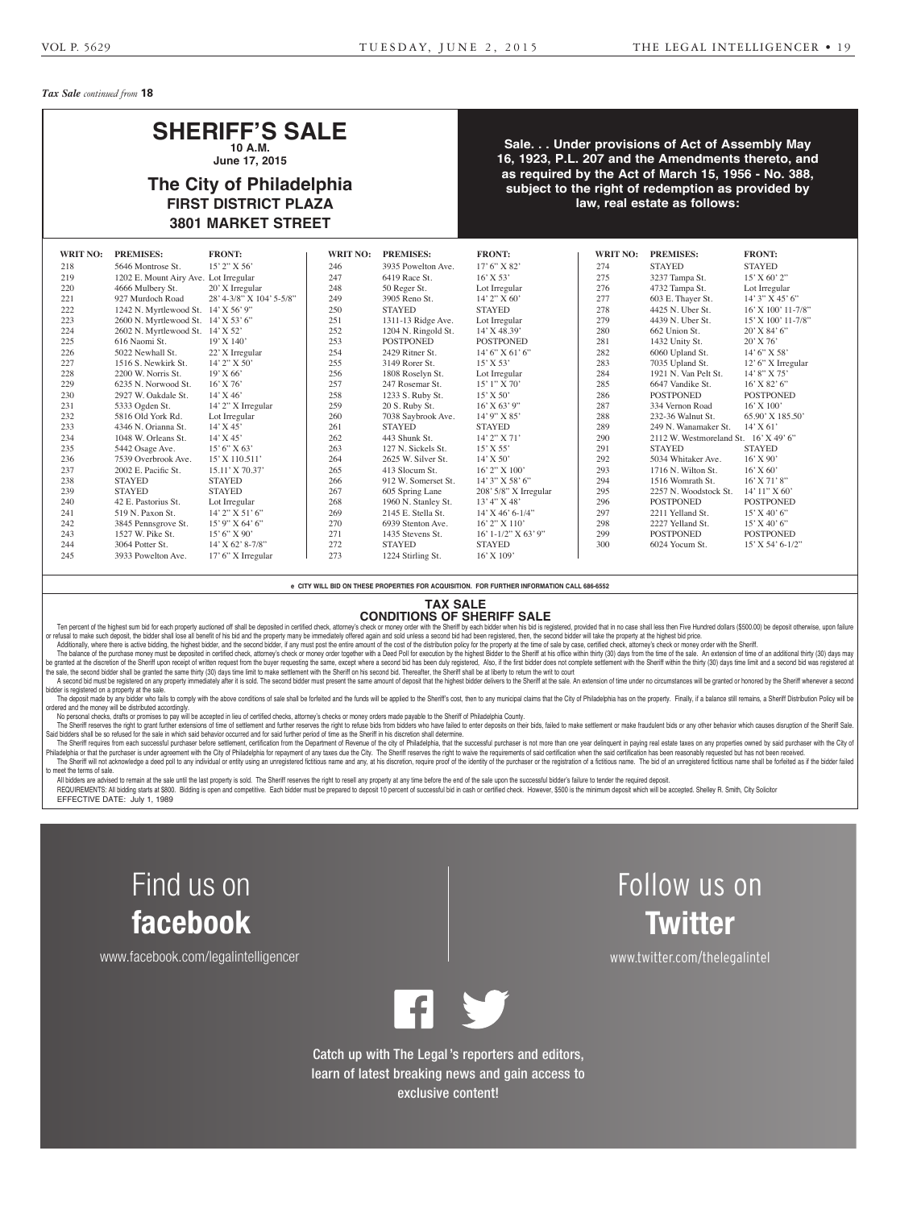*Tax Sale continued from* **18**

# SHERIFF'S SALE

**10 A.M.**
**June 17, 2015**

## The City of Philadelphia

**FIRST DISTRICT PLAZA**
**3801 MARKET STREET**

**Sale. . . Under provisions of Act of Assembly May 16, 1923, P.L. 207 and the Amendments thereto, and as required by the Act of March 15, 1956 - No. 388, subject to the right of redemption as provided by law, real estate as follows:**

| WRIT NO: | PREMISES: | FRONT: |
|---|---|---|
| 218 | 5646 Montrose St. | 15' 2" X 56' |
| 219 | 1202 E. Mount Airy Ave. | Lot Irregular |
| 220 | 4666 Mulberry St. | 20' X Irregular |
| 221 | 927 Murdoch Road | 28' 4-3/8" X 104' 5-5/8" |
| 222 | 1242 N. Myrtlewood St. | 14' X 56' 9" |
| 223 | 2600 N. Myrtlewood St. | 14' X 53' 6" |
| 224 | 2602 N. Myrtlewood St. | 14' X 52' |
| 225 | 616 Naomi St. | 19' X 140' |
| 226 | 5022 Newhall St. | 22' X Irregular |
| 227 | 1516 S. Newkirk St. | 14' 2" X 50' |
| 228 | 2200 W. Norris St. | 19' X 66' |
| 229 | 6235 N. Norwood St. | 16' X 76' |
| 230 | 2927 W. Oakdale St. | 14' X 46' |
| 231 | 5333 Ogden St. | 14' 2" X Irregular |
| 232 | 5816 Old York Rd. | Lot Irregular |
| 233 | 4346 N. Orianna St. | 14' X 45' |
| 234 | 1048 W. Orleans St. | 14' X 45' |
| 235 | 5442 Osage Ave. | 15' 6" X 63' |
| 236 | 7539 Overbrook Ave. | 15' X 110.511' |
| 237 | 2002 E. Pacific St. | 15.11' X 70.37' |
| 238 | STAYED | STAYED |
| 239 | STAYED | STAYED |
| 240 | 42 E. Pastorius St. | Lot Irregular |
| 241 | 519 N. Paxon St. | 14' 2" X 51' 6" |
| 242 | 3845 Pennsgrove St. | 15' 9" X 64' 6" |
| 243 | 1527 W. Pike St. | 15' 6" X 90' |
| 244 | 3064 Potter St. | 14' X 62' 8-7/8" |
| 245 | 3933 Powelton Ave. | 17' 6" X Irregular |
| 246 | 3935 Powelton Ave. | 17' 6" X 82' |
| 247 | 6419 Race St. | 16' X 53' |
| 248 | 50 Reger St. | Lot Irregular |
| 249 | 3905 Reno St. | 14' 2" X 60' |
| 250 | STAYED | STAYED |
| 251 | 1311-13 Ridge Ave. | Lot Irregular |
| 252 | 1204 N. Ringold St. | 14' X 48.39' |
| 253 | POSTPONED | POSTPONED |
| 254 | 2429 Ritner St. | 14' 6" X 61' 6" |
| 255 | 3149 Rorer St. | 15' X 53' |
| 256 | 1808 Roselyn St. | Lot Irregular |
| 257 | 247 Rosemar St. | 15' 1" X 70' |
| 258 | 1233 S. Ruby St. | 15' X 50' |
| 259 | 20 S. Ruby St. | 16' X 63' 9" |
| 260 | 7038 Saybrook Ave. | 14' 9" X 85' |
| 261 | STAYED | STAYED |
| 262 | 443 Shunk St. | 14' 2" X 71' |
| 263 | 127 N. Sickels St. | 15' X 55' |
| 264 | 2625 W. Silver St. | 14' X 50' |
| 265 | 413 Slocum St. | 16' 2" X 100' |
| 266 | 912 W. Somerset St. | 14' 3" X 58' 6" |
| 267 | 605 Spring Lane | 208' 5/8" X Irregular |
| 268 | 1960 N. Stanley St. | 13' 4" X 48' |
| 269 | 2145 E. Stella St. | 14' X 46' 6-1/4" |
| 270 | 6939 Stenton Ave. | 16' 2" X 110' |
| 271 | 1435 Stevens St. | 16' 1-1/2" X 63' 9" |
| 272 | STAYED | STAYED |
| 273 | 1224 Stirling St. | 16' X 109' |
| 274 | STAYED | STAYED |
| 275 | 3237 Tampa St. | 15' X 60' 2" |
| 276 | 4732 Tampa St. | Lot Irregular |
| 277 | 603 E. Thayer St. | 14' 3" X 45' 6" |
| 278 | 4425 N. Uber St. | 16' X 100' 11-7/8" |
| 279 | 4439 N. Uber St. | 15' X 100' 11-7/8" |
| 280 | 662 Union St. | 20' X 84' 6" |
| 281 | 1432 Unity St. | 20' X 76' |
| 282 | 6060 Upland St. | 14' 6" X 58' |
| 283 | 7035 Upland St. | 12' 6" X Irregular |
| 284 | 1921 N. Van Pelt St. | 14' 8" X 75' |
| 285 | 6647 Vandike St. | 16' X 82' 6" |
| 286 | POSTPONED | POSTPONED |
| 287 | 334 Vernon Road | 16' X 100' |
| 288 | 232-36 Walnut St. | 65.90' X 185.50' |
| 289 | 249 N. Wanamaker St. | 14' X 61' |
| 290 | 2112 W. Westmoreland St. | 16' X 49' 6" |
| 291 | STAYED | STAYED |
| 292 | 5034 Whitaker Ave. | 16' X 90' |
| 293 | 1716 N. Wilton St. | 16' X 60' |
| 294 | 1516 Womrath St. | 16' X 71' 8" |
| 295 | 2257 N. Woodstock St. | 14' 11" X 60' |
| 296 | POSTPONED | POSTPONED |
| 297 | 2211 Yelland St. | 15' X 40' 6" |
| 298 | 2227 Yelland St. | 15' X 40' 6" |
| 299 | POSTPONED | POSTPONED |
| 300 | 6024 Yocum St. | 15' X 54' 6-1/2" |

e CITY WILL BID ON THESE PROPERTIES FOR ACQUISITION. FOR FURTHER INFORMATION CALL 686-6552

## TAX SALE CONDITIONS OF SHERIFF SALE

Ten percent of the highest sum bid for each property auctioned off shall be deposited in certified check, attorney's check or money order with the Sheriff by each bidder when his bid is registered, provided that in no case shall less then Five Hundred dollars ($500.00) be deposit otherwise, upon failure or refusal to make such deposit, the bidder shall lose all benefit of his bid and the property many be immediately offered again and sold unless a second bid had been registered, then, the second bidder will take the property at the highest bid price.

Additionally, where there is active bidding, the highest bidder, and the second bidder, if any must post the entire amount of the cost of the distribution policy for the property at the time of sale by case, certified check, attorney's check or money order with the Sheriff.

The balance of the purchase money must be deposited in certified check, attorney's check or money order together with a Deed Poll for execution by the highest Bidder to the Sheriff at his office within thirty (30) days from the time of the sale. An extension of time of an additional thirty (30) days may be granted at the discretion of the Sheriff upon receipt of written request from the buyer requesting the same, except where a second bid has been duly registered, Also, if the first bidder does not complete settlement with the Sheriff within the thirty (30) days time limit and a second bid was registered at the sale, the second bidder shall be granted the same thirty (30) days time limit to make settlement with the Sheriff on his second bid. Thereafter, the Sheriff shall be at liberty to return the writ to court

A second bid must be registered on any property immediately after it is sold. The second bidder must present the same amount of deposit that the highest bidder delivers to the Sheriff at the sale. An extension of time under no circumstances will be granted or honored by the Sheriff whenever a second bidder is registered on a property at the sale.

The deposit made by any bidder who fails to comply with the above conditions of sale shall be forfeited and the funds will be applied to the Sheriff's cost, then to any municipal claims that the City of Philadelphia has on the property. Finally, if a balance still remains, a Sheriff Distribution Policy will be ordered and the money will be distributed accordingly.

No personal checks, drafts or promises to pay will be accepted in lieu of certified checks, attorney's checks or money orders made payable to the Sheriff of Philadelphia County.

The Sheriff reserves the right to grant further extensions of time of settlement and further reserves the right to refuse bids from bidders who have failed to enter deposits on their bids, failed to make settlement or make fraudulent bids or any other behavior which causes disruption of the Sheriff Sale. Said bidders shall be so refused for the sale in which said behavior occurred and for said further period of time as the Sheriff in his discretion shall determine.

The Sheriff requires from each successful purchaser before settlement, certification from the Department of Revenue of the city of Philadelphia, that the successful purchaser is not more than one year delinquent in paying real estate taxes on any properties owned by said purchaser with the City of Philadelphia or that the purchaser is under agreement with the City of Philadelphia for repayment of any taxes due the City. The Sheriff reserves the right to waive the requirements of said certification when the said certification has been reasonably requested but has not been received.

The Sheriff will not acknowledge a deed poll to any individual or entity using an unregistered fictitious name and any, at his discretion, require proof of the identity of the purchaser or the registration of a fictitious name. The bid of an unregistered fictitious name shall be forfeited as if the bidder failed to meet the terms of sale.

All bidders are advised to remain at the sale until the last property is sold. The Sheriff reserves the right to resell any property at any time before the end of the sale upon the successful bidder's failure to tender the required deposit.

REQUIREMENTS: All bidding starts at $800. Bidding is open and competitive. Each bidder must be prepared to deposit 10 percent of successful bid in cash or certified check. However, $500 is the minimum deposit which will be accepted. Shelley R. Smith, City Solicitor

EFFECTIVE DATE: July 1, 1989

Find us on **facebook**

www.facebook.com/legalintelligencer

Follow us on **Twitter**

www.twitter.com/thelegalintel

Catch up with The Legal's reporters and editors, learn of latest breaking news and gain access to exclusive content!